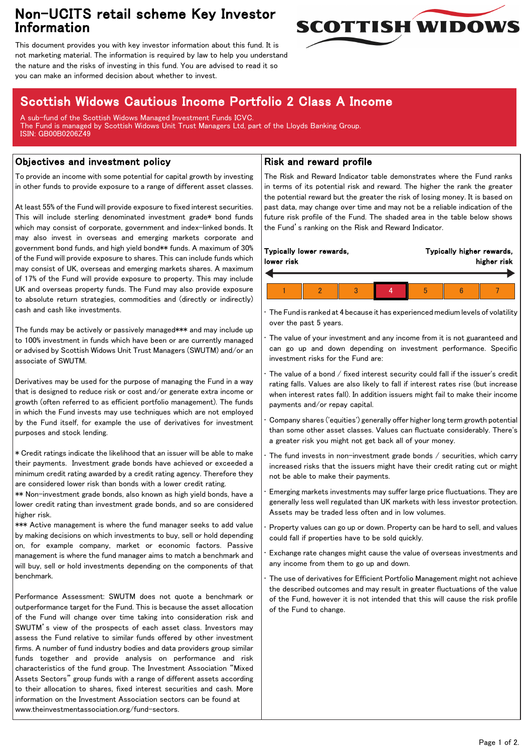# Non-UCITS retail scheme Key Investor Information

This document provides you with key investor information about this fund. It is not marketing material. The information is required by law to help you understand the nature and the risks of investing in this fund. You are advised to read it so you can make an informed decision about whether to invest.

## Scottish Widows Cautious Income Portfolio 2 Class A Income

A sub-fund of the Scottish Widows Managed Investment Funds ICVC.
The Fund is managed by Scottish Widows Unit Trust Managers Ltd, part of the Lloyds Banking Group.
ISIN: GB00B0206Z49

### Objectives and investment policy

To provide an income with some potential for capital growth by investing in other funds to provide exposure to a range of different asset classes.

At least 55% of the Fund will provide exposure to fixed interest securities. This will include sterling denominated investment grade* bond funds which may consist of corporate, government and index-linked bonds. It may also invest in overseas and emerging markets corporate and government bond funds, and high yield bond** funds. A maximum of 30% of the Fund will provide exposure to shares. This can include funds which may consist of UK, overseas and emerging markets shares. A maximum of 17% of the Fund will provide exposure to property. This may include UK and overseas property funds. The Fund may also provide exposure to absolute return strategies, commodities and (directly or indirectly) cash and cash like investments.

The funds may be actively or passively managed*** and may include up to 100% investment in funds which have been or are currently managed or advised by Scottish Widows Unit Trust Managers (SWUTM) and/or an associate of SWUTM.

Derivatives may be used for the purpose of managing the Fund in a way that is designed to reduce risk or cost and/or generate extra income or growth (often referred to as efficient portfolio management). The funds in which the Fund invests may use techniques which are not employed by the Fund itself, for example the use of derivatives for investment purposes and stock lending.

* Credit ratings indicate the likelihood that an issuer will be able to make their payments. Investment grade bonds have achieved or exceeded a minimum credit rating awarded by a credit rating agency. Therefore they are considered lower risk than bonds with a lower credit rating.
** Non-investment grade bonds, also known as high yield bonds, have a lower credit rating than investment grade bonds, and so are considered higher risk.
*** Active management is where the fund manager seeks to add value by making decisions on which investments to buy, sell or hold depending on, for example company, market or economic factors. Passive management is where the fund manager aims to match a benchmark and will buy, sell or hold investments depending on the components of that benchmark.

Performance Assessment: SWUTM does not quote a benchmark or outperformance target for the Fund. This is because the asset allocation of the Fund will change over time taking into consideration risk and SWUTM's view of the prospects of each asset class. Investors may assess the Fund relative to similar funds offered by other investment firms. A number of fund industry bodies and data providers group similar funds together and provide analysis on performance and risk characteristics of the fund group. The Investment Association "Mixed Assets Sectors" group funds with a range of different assets according to their allocation to shares, fixed interest securities and cash. More information on the Investment Association sectors can be found at www.theinvestmentassociation.org/fund-sectors.

### Risk and reward profile

The Risk and Reward Indicator table demonstrates where the Fund ranks in terms of its potential risk and reward. The higher the rank the greater the potential reward but the greater the risk of losing money. It is based on past data, may change over time and may not be a reliable indication of the future risk profile of the Fund. The shaded area in the table below shows the Fund's ranking on the Risk and Reward Indicator.

**Typically lower rewards, lower risk** ← → **Typically higher rewards, higher risk**

| 1 | 2 | 3 | **4** | 5 | 6 | 7 |
|---|---|---|---|---|---|---|

- The Fund is ranked at 4 because it has experienced medium levels of volatility over the past 5 years.
- The value of your investment and any income from it is not guaranteed and can go up and down depending on investment performance. Specific investment risks for the Fund are:
- The value of a bond / fixed interest security could fall if the issuer's credit rating falls. Values are also likely to fall if interest rates rise (but increase when interest rates fall). In addition issuers might fail to make their income payments and/or repay capital.
- Company shares ('equities') generally offer higher long term growth potential than some other asset classes. Values can fluctuate considerably. There's a greater risk you might not get back all of your money.
- The fund invests in non-investment grade bonds / securities, which carry increased risks that the issuers might have their credit rating cut or might not be able to make their payments.
- Emerging markets investments may suffer large price fluctuations. They are generally less well regulated than UK markets with less investor protection. Assets may be traded less often and in low volumes.
- Property values can go up or down. Property can be hard to sell, and values could fall if properties have to be sold quickly.
- Exchange rate changes might cause the value of overseas investments and any income from them to go up and down.
- The use of derivatives for Efficient Portfolio Management might not achieve the described outcomes and may result in greater fluctuations of the value of the Fund, however it is not intended that this will cause the risk profile of the Fund to change.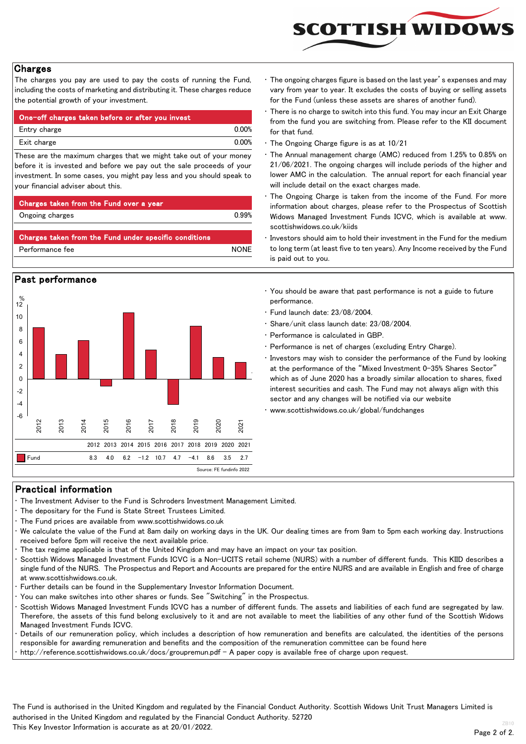## Charges

The charges you pay are used to pay the costs of running the Fund, including the costs of marketing and distributing it. These charges reduce the potential growth of your investment.

| One-off charges taken before or after you invest | |
|---|---|
| Entry charge | 0.00% |
| Exit charge | 0.00% |

These are the maximum charges that we might take out of your money before it is invested and before we pay out the sale proceeds of your investment. In some cases, you might pay less and you should speak to your financial adviser about this.

| Charges taken from the Fund over a year | |
|---|---|
| Ongoing charges | 0.99% |

| Charges taken from the Fund under specific conditions | |
|---|---|
| Performance fee | NONE |

- The ongoing charges figure is based on the last year's expenses and may vary from year to year. It excludes the costs of buying or selling assets for the Fund (unless these assets are shares of another fund).
- There is no charge to switch into this fund. You may incur an Exit Charge from the fund you are switching from. Please refer to the KII document for that fund.
- The Ongoing Charge figure is as at 10/21
- The Annual management charge (AMC) reduced from 1.25% to 0.85% on 21/06/2021. The ongoing charges will include periods of the higher and lower AMC in the calculation. The annual report for each financial year will include detail on the exact charges made.
- The Ongoing Charge is taken from the income of the Fund. For more information about charges, please refer to the Prospectus of Scottish Widows Managed Investment Funds ICVC, which is available at www.scottishwidows.co.uk/kiids
- Investors should aim to hold their investment in the Fund for the medium to long term (at least five to ten years). Any Income received by the Fund is paid out to you.

## Past performance

%
12
10
8
6
4
2
0
-2
-4
-6

2012 2013 2014 2015 2016 2017 2018 2019 2020 2021

Fund 8.3 4.0 6.2 −1.2 10.7 4.7 −4.1 8.6 3.5 2.7

Source: FE fundinfo 2022

- You should be aware that past performance is not a guide to future performance.
- Fund launch date: 23/08/2004.
- Share/unit class launch date: 23/08/2004.
- Performance is calculated in GBP.
- Performance is net of charges (excluding Entry Charge).
- Investors may wish to consider the performance of the Fund by looking at the performance of the "Mixed Investment 0-35% Shares Sector" which as of June 2020 has a broadly similar allocation to shares, fixed interest securities and cash. The Fund may not always align with this sector and any changes will be notified via our website
- www.scottishwidows.co.uk/global/fundchanges

## Practical information

- The Investment Adviser to the Fund is Schroders Investment Management Limited.
- The depositary for the Fund is State Street Trustees Limited.
- The Fund prices are available from www.scottishwidows.co.uk
- We calculate the value of the Fund at 8am daily on working days in the UK. Our dealing times are from 9am to 5pm each working day. Instructions received before 5pm will receive the next available price.
- The tax regime applicable is that of the United Kingdom and may have an impact on your tax position.
- Scottish Widows Managed Investment Funds ICVC is a Non-UCITS retail scheme (NURS) with a number of different funds. This KIID describes a single fund of the NURS. The Prospectus and Report and Accounts are prepared for the entire NURS and are available in English and free of charge at www.scottishwidows.co.uk.
- Further details can be found in the Supplementary Investor Information Document.
- You can make switches into other shares or funds. See "Switching" in the Prospectus.
- Scottish Widows Managed Investment Funds ICVC has a number of different funds. The assets and liabilities of each fund are segregated by law. Therefore, the assets of this fund belong exclusively to it and are not available to meet the liabilities of any other fund of the Scottish Widows Managed Investment Funds ICVC.
- Details of our remuneration policy, which includes a description of how remuneration and benefits are calculated, the identities of the persons responsible for awarding remuneration and benefits and the composition of the remuneration committee can be found here
- http://reference.scottishwidows.co.uk/docs/grouppremun.pdf – A paper copy is available free of charge upon request.

The Fund is authorised in the United Kingdom and regulated by the Financial Conduct Authority. Scottish Widows Unit Trust Managers Limited is authorised in the United Kingdom and regulated by the Financial Conduct Authority. 52720
This Key Investor Information is accurate as at 20/01/2022.